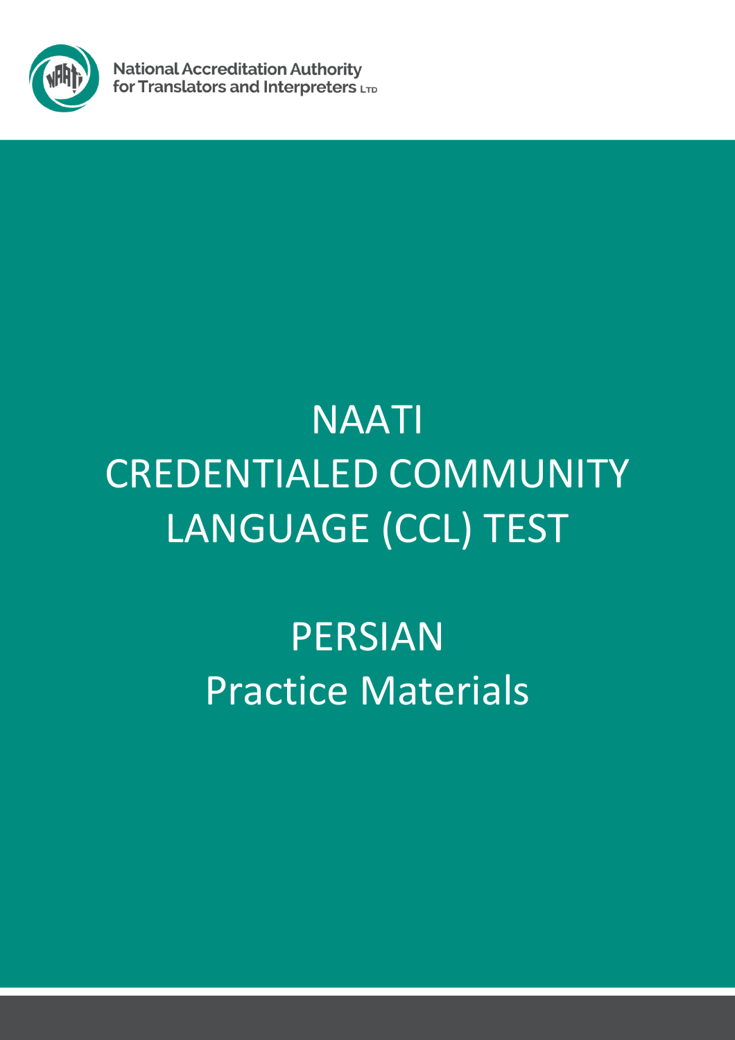National Accreditation Authority for Translators and Interpreters LTD

# NAATI CREDENTIALED COMMUNITY LANGUAGE (CCL) TEST

## PERSIAN Practice Materials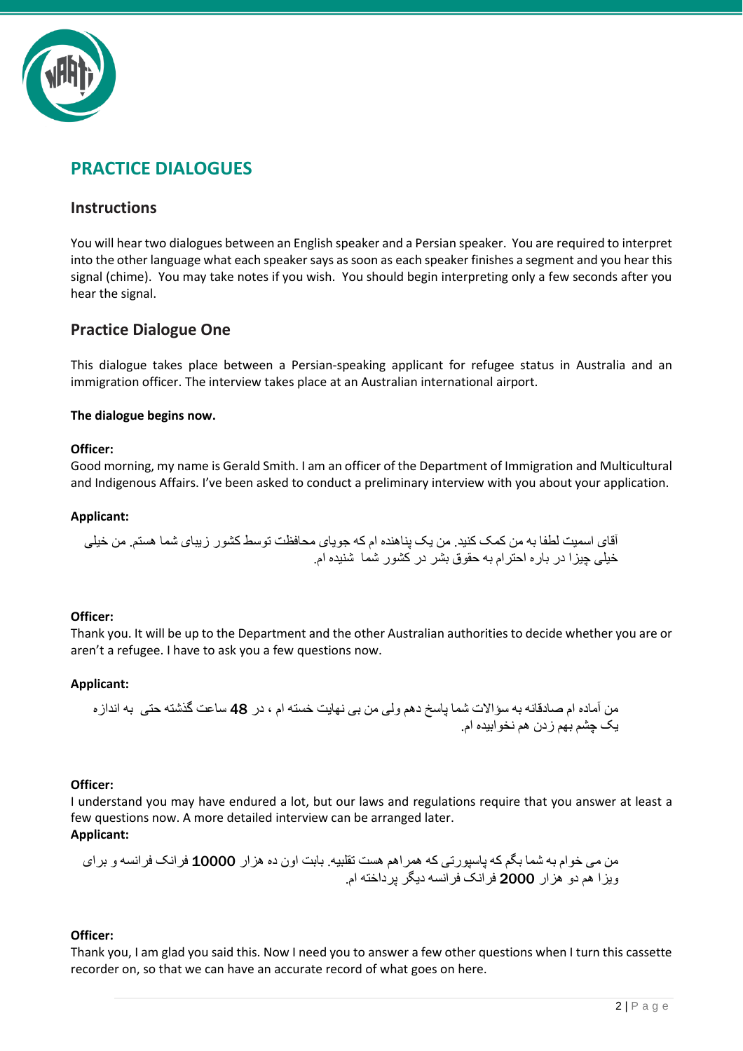## PRACTICE DIALOGUES

### Instructions

You will hear two dialogues between an English speaker and a Persian speaker. You are required to interpret into the other language what each speaker says as soon as each speaker finishes a segment and you hear this signal (chime). You may take notes if you wish. You should begin interpreting only a few seconds after you hear the signal.

### Practice Dialogue One

This dialogue takes place between a Persian-speaking applicant for refugee status in Australia and an immigration officer. The interview takes place at an Australian international airport.

**The dialogue begins now.**

**Officer:**
Good morning, my name is Gerald Smith. I am an officer of the Department of Immigration and Multicultural and Indigenous Affairs. I've been asked to conduct a preliminary interview with you about your application.

**Applicant:**

آقای اسمیت لطفا به من کمک کنید. من یک پناهنده ام که جویای محافظت توسط کشور زیبای شما هستم. من خیلی خیلی چیزا در باره احترام به حقوق بشر در کشور شما شنیده ام.

**Officer:**
Thank you. It will be up to the Department and the other Australian authorities to decide whether you are or aren't a refugee. I have to ask you a few questions now.

**Applicant:**

من آماده ام صادقانه به سؤالات شما پاسخ دهم ولی من بی نهایت خسته ام ، در **48** ساعت گذشته حتی به اندازه یک چشم بهم زدن هم نخوابیده ام.

**Officer:**
I understand you may have endured a lot, but our laws and regulations require that you answer at least a few questions now. A more detailed interview can be arranged later.

**Applicant:**

من می خوام به شما بگم که پاسپورتی که همراهم هست تقلبیه. بابت اون ده هزار **10000** فرانک فرانسه و برای ویزا هم دو هزار **2000** فرانک فرانسه دیگر پرداخته ام.

**Officer:**
Thank you, I am glad you said this. Now I need you to answer a few other questions when I turn this cassette recorder on, so that we can have an accurate record of what goes on here.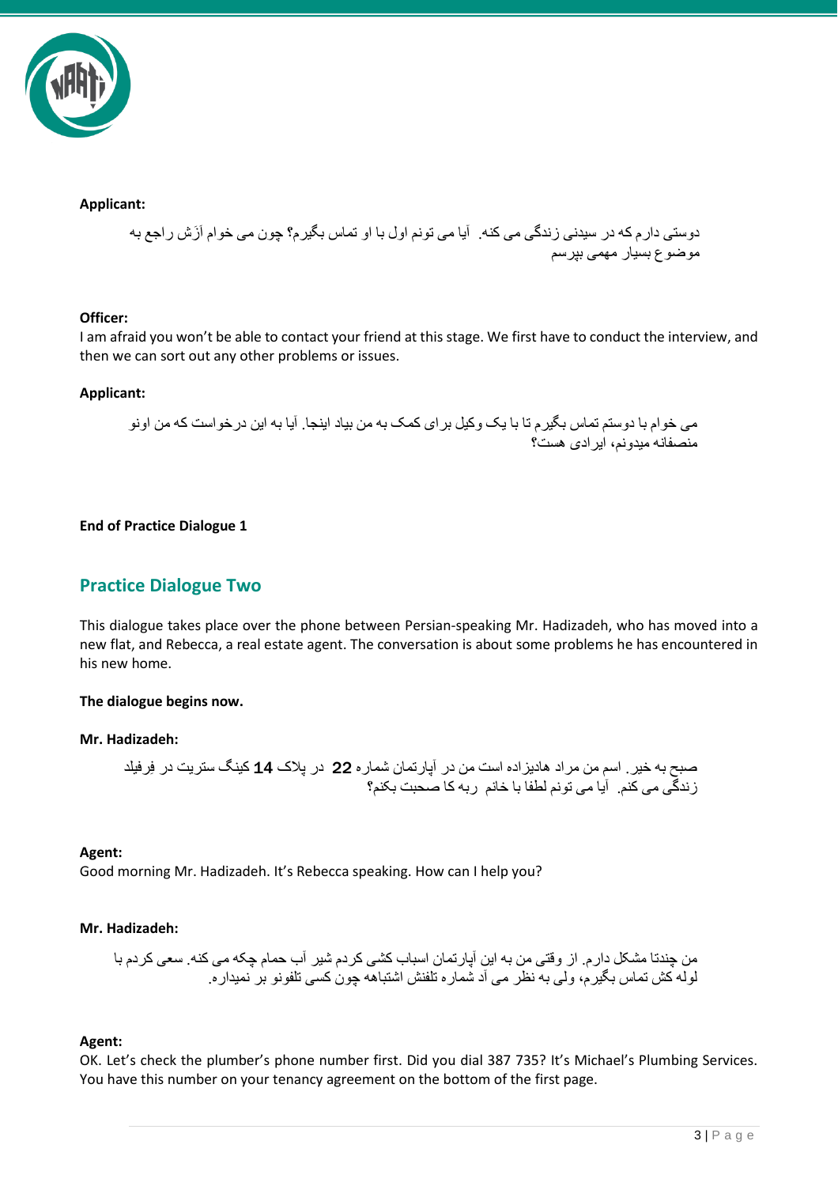**Applicant:**

دوستی دارم که در سیدنی زندگی می کنه.  آیا می تونم اول با او تماس بگیرم؟ چون می خوام اَزَش راجع به موضوع بسیار مهمی بپرسم

**Officer:**
I am afraid you won't be able to contact your friend at this stage. We first have to conduct the interview, and then we can sort out any other problems or issues.

**Applicant:**

می خوام با دوستم تماس بگیرم تا با یک وکیل برای کمک به من بیاد اینجا. آیا به این درخواست که من اونو منصفانه میدونم، ایرادی هست؟

**End of Practice Dialogue 1**

## Practice Dialogue Two

This dialogue takes place over the phone between Persian-speaking Mr. Hadizadeh, who has moved into a new flat, and Rebecca, a real estate agent. The conversation is about some problems he has encountered in his new home.

**The dialogue begins now.**

**Mr. Hadizadeh:**

صبح به خیر. اسم من مراد هادیزاده است من در آپارتمان شماره 22 در پلاک 14 کینگستریت در فرفیلد زندگی می کنم.  آیا می تونم لطفا با خانم ربه کا صحبت بکنم؟

**Agent:**
Good morning Mr. Hadizadeh. It's Rebecca speaking. How can I help you?

**Mr. Hadizadeh:**

من چندتا مشکل دارم. از وقتی من به این آپارتمان اسباب کشی کردم شیر آب حمام چکه می کنه. سعی کردم با لوله کش تماس بگیرم، ولی به نظر می آد شماره تلفنش اشتباهه چون کسی تلفونو بر نمیداره.

**Agent:**
OK. Let's check the plumber's phone number first. Did you dial 387 735? It's Michael's Plumbing Services. You have this number on your tenancy agreement on the bottom of the first page.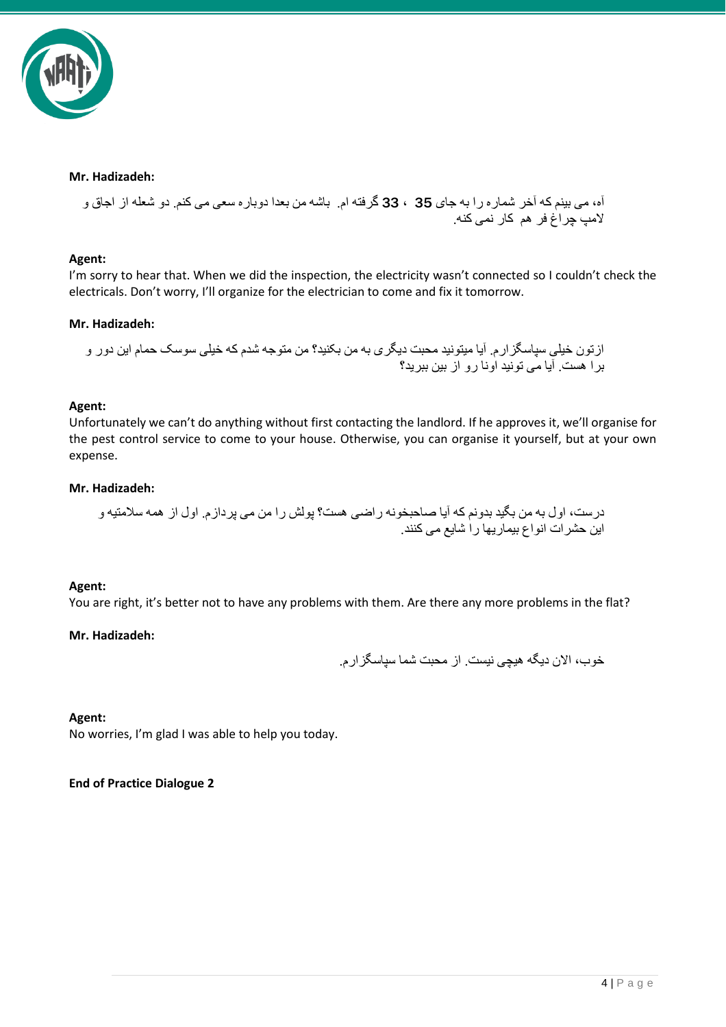**Mr. Hadizadeh:**

آه، می بینم که آخر شماره را به جای 35 ، 33 گرفته ام. باشه من بعدا دوباره سعی می کنم. دو شعله از اجاق و لامپ چراغ فر هم کار نمی کنه.

**Agent:**
I'm sorry to hear that. When we did the inspection, the electricity wasn't connected so I couldn't check the electricals. Don't worry, I'll organize for the electrician to come and fix it tomorrow.

**Mr. Hadizadeh:**

ازتون خیلی سپاسگزارم. آیا میتونید محبت دیگری به من بکنید؟ من متوجه شدم که خیلی سوسک حمام این دور و برا هست. آیا می تونید اونا رو از بین ببرید؟

**Agent:**
Unfortunately we can't do anything without first contacting the landlord. If he approves it, we'll organise for the pest control service to come to your house. Otherwise, you can organise it yourself, but at your own expense.

**Mr. Hadizadeh:**

درست، اول به من بگید بدونم که آیا صاحبخونه راضی هست؟ پولش را من می پردازم. اول از همه سلامتیه و این حشرات انواع بیماریها را شایع می کنند.

**Agent:**
You are right, it's better not to have any problems with them. Are there any more problems in the flat?

**Mr. Hadizadeh:**

خوب، الان دیگه هیچی نیست. از محبت شما سپاسگزارم.

**Agent:**
No worries, I'm glad I was able to help you today.

**End of Practice Dialogue 2**